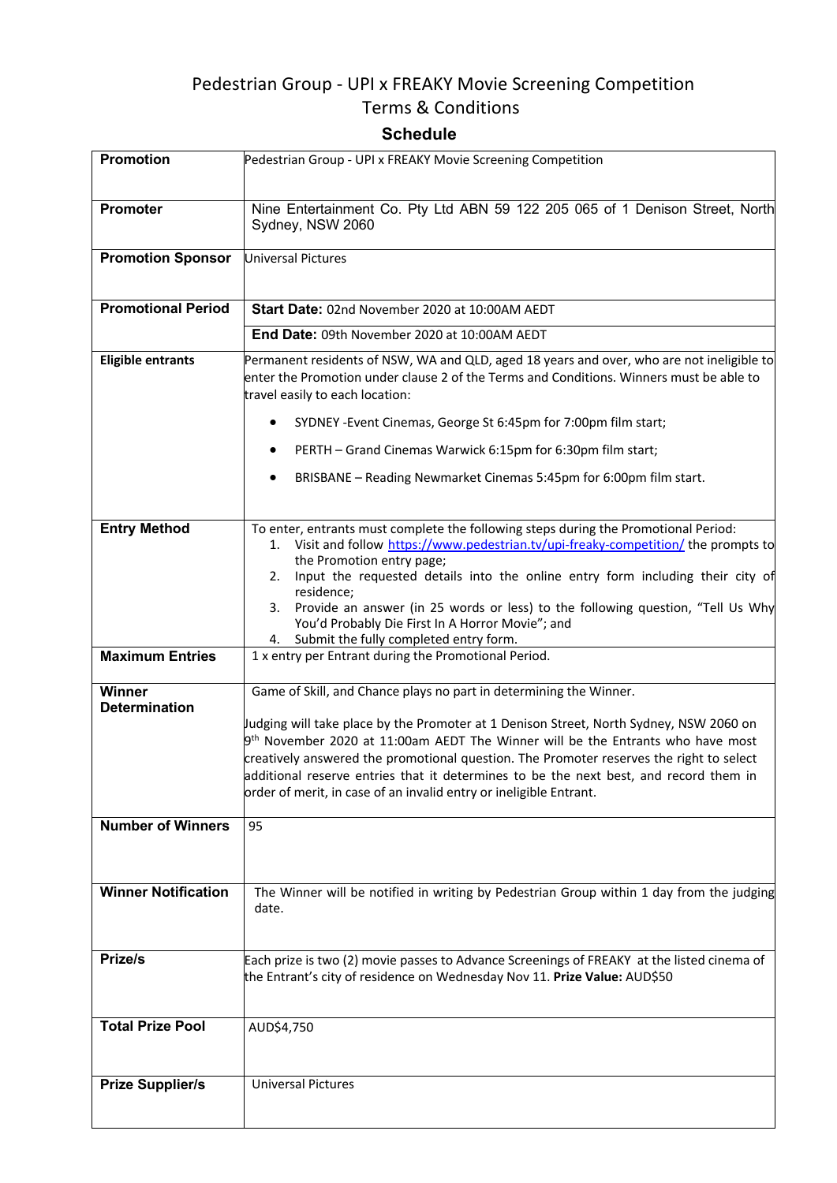# Pedestrian Group - UPI x FREAKY Movie Screening Competition
# Terms & Conditions

## Schedule

| | |
|---|---|
| **Promotion** | Pedestrian Group - UPI x FREAKY Movie Screening Competition |
| **Promoter** | Nine Entertainment Co. Pty Ltd ABN 59 122 205 065 of 1 Denison Street, North Sydney, NSW 2060 |
| **Promotion Sponsor** | Universal Pictures |
| **Promotional Period** | **Start Date:** 02nd November 2020 at 10:00AM AEDT<br>**End Date:** 09th November 2020 at 10:00AM AEDT |
| **Eligible entrants** | Permanent residents of NSW, WA and QLD, aged 18 years and over, who are not ineligible to enter the Promotion under clause 2 of the Terms and Conditions. Winners must be able to travel easily to each location:<br>• SYDNEY -Event Cinemas, George St 6:45pm for 7:00pm film start;<br>• PERTH – Grand Cinemas Warwick 6:15pm for 6:30pm film start;<br>• BRISBANE – Reading Newmarket Cinemas 5:45pm for 6:00pm film start. |
| **Entry Method** | To enter, entrants must complete the following steps during the Promotional Period:<br>1. Visit and follow https://www.pedestrian.tv/upi-freaky-competition/ the prompts to the Promotion entry page;<br>2. Input the requested details into the online entry form including their city of residence;<br>3. Provide an answer (in 25 words or less) to the following question, "Tell Us Why You'd Probably Die First In A Horror Movie"; and<br>4. Submit the fully completed entry form. |
| **Maximum Entries** | 1 x entry per Entrant during the Promotional Period. |
| **Winner Determination** | Game of Skill, and Chance plays no part in determining the Winner.<br><br>Judging will take place by the Promoter at 1 Denison Street, North Sydney, NSW 2060 on 9th November 2020 at 11:00am AEDT The Winner will be the Entrants who have most creatively answered the promotional question. The Promoter reserves the right to select additional reserve entries that it determines to be the next best, and record them in order of merit, in case of an invalid entry or ineligible Entrant. |
| **Number of Winners** | 95 |
| **Winner Notification** | The Winner will be notified in writing by Pedestrian Group within 1 day from the judging date. |
| **Prize/s** | Each prize is two (2) movie passes to Advance Screenings of FREAKY at the listed cinema of the Entrant's city of residence on Wednesday Nov 11. **Prize Value:** AUD$50 |
| **Total Prize Pool** | AUD$4,750 |
| **Prize Supplier/s** | Universal Pictures |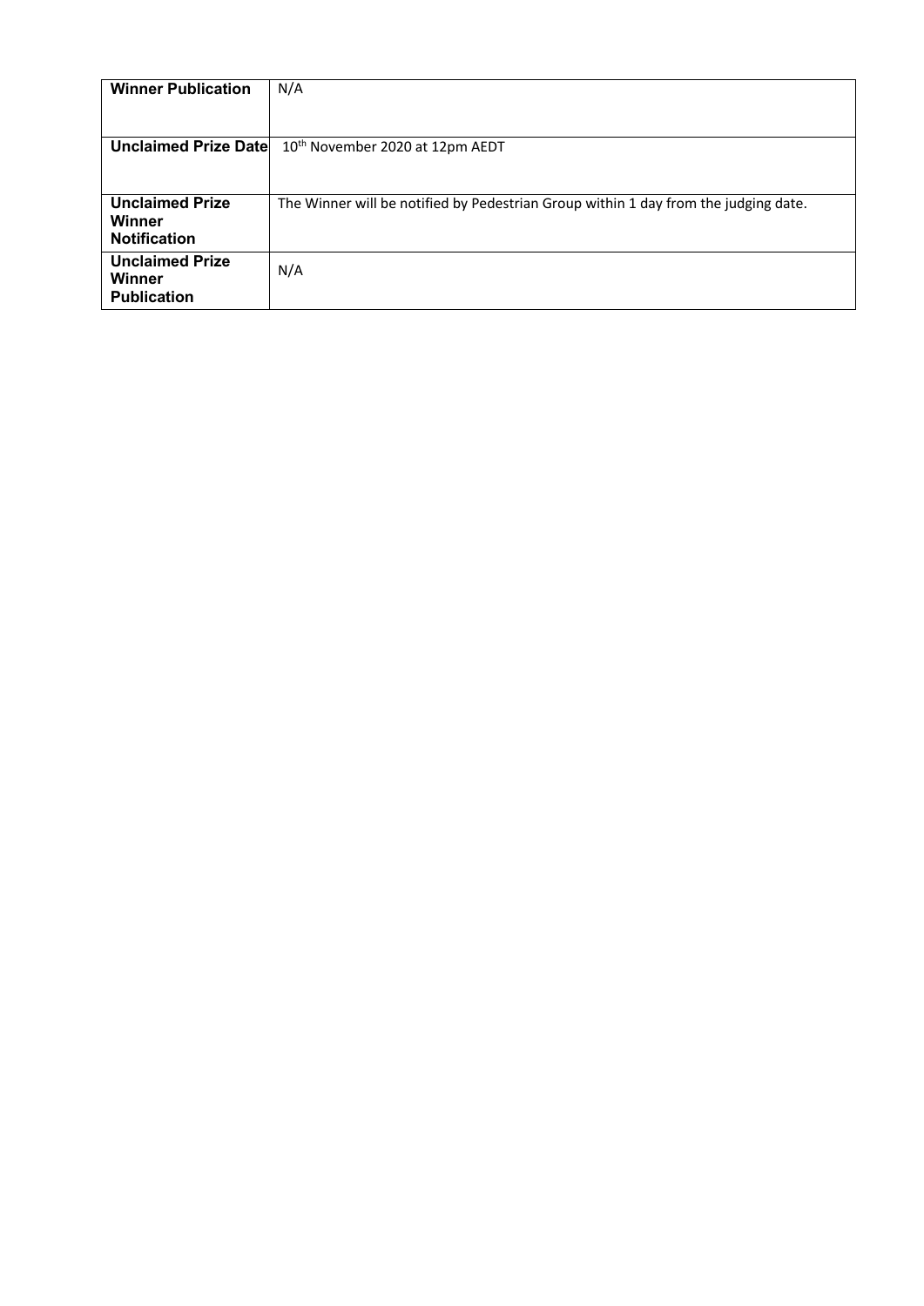| | |
|---|---|
| **Winner Publication** | N/A |
| **Unclaimed Prize Date** | 10th November 2020 at 12pm AEDT |
| **Unclaimed Prize Winner Notification** | The Winner will be notified by Pedestrian Group within 1 day from the judging date. |
| **Unclaimed Prize Winner Publication** | N/A |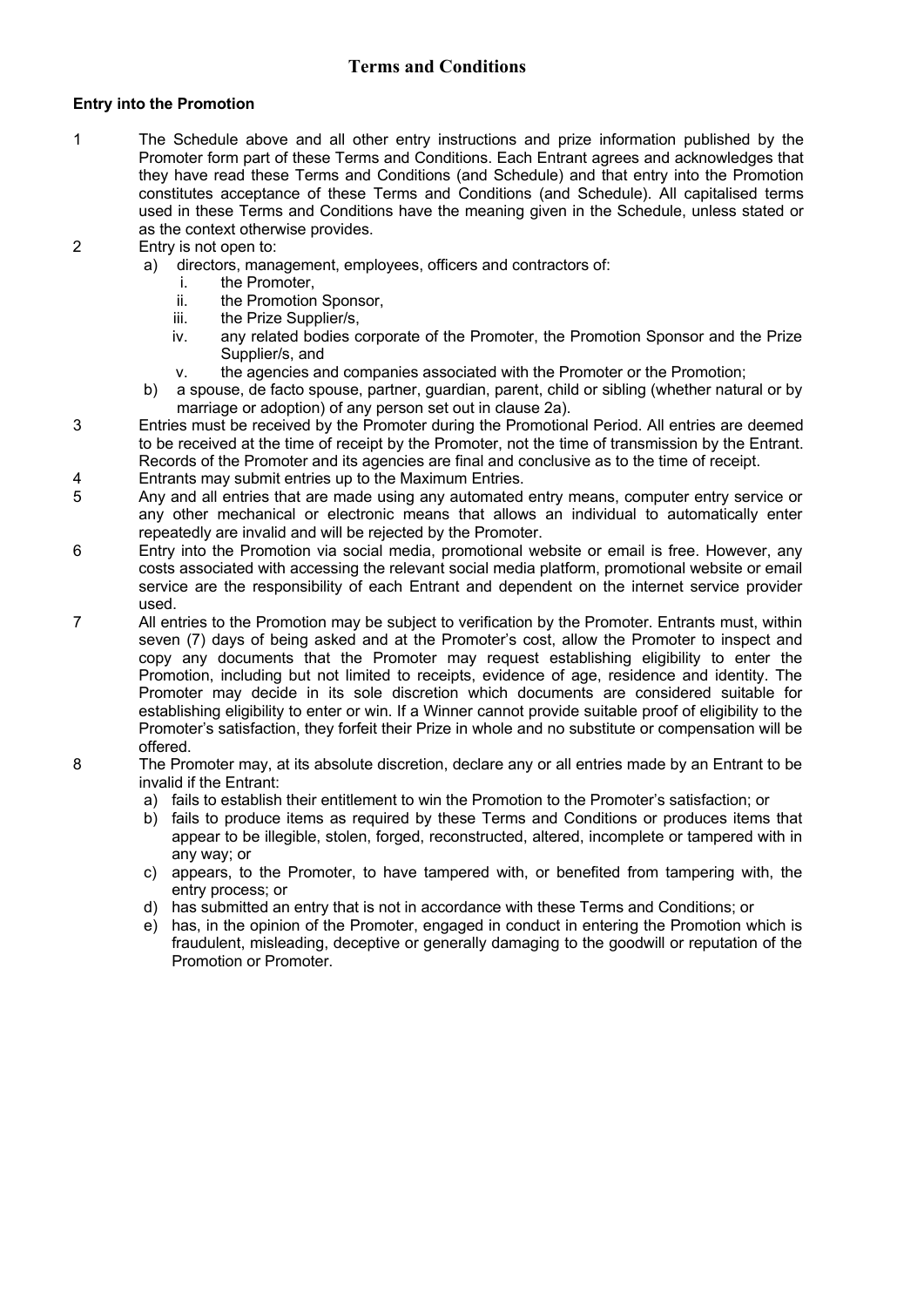# Terms and Conditions

**Entry into the Promotion**

1. The Schedule above and all other entry instructions and prize information published by the Promoter form part of these Terms and Conditions. Each Entrant agrees and acknowledges that they have read these Terms and Conditions (and Schedule) and that entry into the Promotion constitutes acceptance of these Terms and Conditions (and Schedule). All capitalised terms used in these Terms and Conditions have the meaning given in the Schedule, unless stated or as the context otherwise provides.
2. Entry is not open to:
   a) directors, management, employees, officers and contractors of:
      i. the Promoter,
      ii. the Promotion Sponsor,
      iii. the Prize Supplier/s,
      iv. any related bodies corporate of the Promoter, the Promotion Sponsor and the Prize Supplier/s, and
      v. the agencies and companies associated with the Promoter or the Promotion;
   b) a spouse, de facto spouse, partner, guardian, parent, child or sibling (whether natural or by marriage or adoption) of any person set out in clause 2a).
3. Entries must be received by the Promoter during the Promotional Period. All entries are deemed to be received at the time of receipt by the Promoter, not the time of transmission by the Entrant. Records of the Promoter and its agencies are final and conclusive as to the time of receipt.
4. Entrants may submit entries up to the Maximum Entries.
5. Any and all entries that are made using any automated entry means, computer entry service or any other mechanical or electronic means that allows an individual to automatically enter repeatedly are invalid and will be rejected by the Promoter.
6. Entry into the Promotion via social media, promotional website or email is free. However, any costs associated with accessing the relevant social media platform, promotional website or email service are the responsibility of each Entrant and dependent on the internet service provider used.
7. All entries to the Promotion may be subject to verification by the Promoter. Entrants must, within seven (7) days of being asked and at the Promoter's cost, allow the Promoter to inspect and copy any documents that the Promoter may request establishing eligibility to enter the Promotion, including but not limited to receipts, evidence of age, residence and identity. The Promoter may decide in its sole discretion which documents are considered suitable for establishing eligibility to enter or win. If a Winner cannot provide suitable proof of eligibility to the Promoter's satisfaction, they forfeit their Prize in whole and no substitute or compensation will be offered.
8. The Promoter may, at its absolute discretion, declare any or all entries made by an Entrant to be invalid if the Entrant:
   a) fails to establish their entitlement to win the Promotion to the Promoter's satisfaction; or
   b) fails to produce items as required by these Terms and Conditions or produces items that appear to be illegible, stolen, forged, reconstructed, altered, incomplete or tampered with in any way; or
   c) appears, to the Promoter, to have tampered with, or benefited from tampering with, the entry process; or
   d) has submitted an entry that is not in accordance with these Terms and Conditions; or
   e) has, in the opinion of the Promoter, engaged in conduct in entering the Promotion which is fraudulent, misleading, deceptive or generally damaging to the goodwill or reputation of the Promotion or Promoter.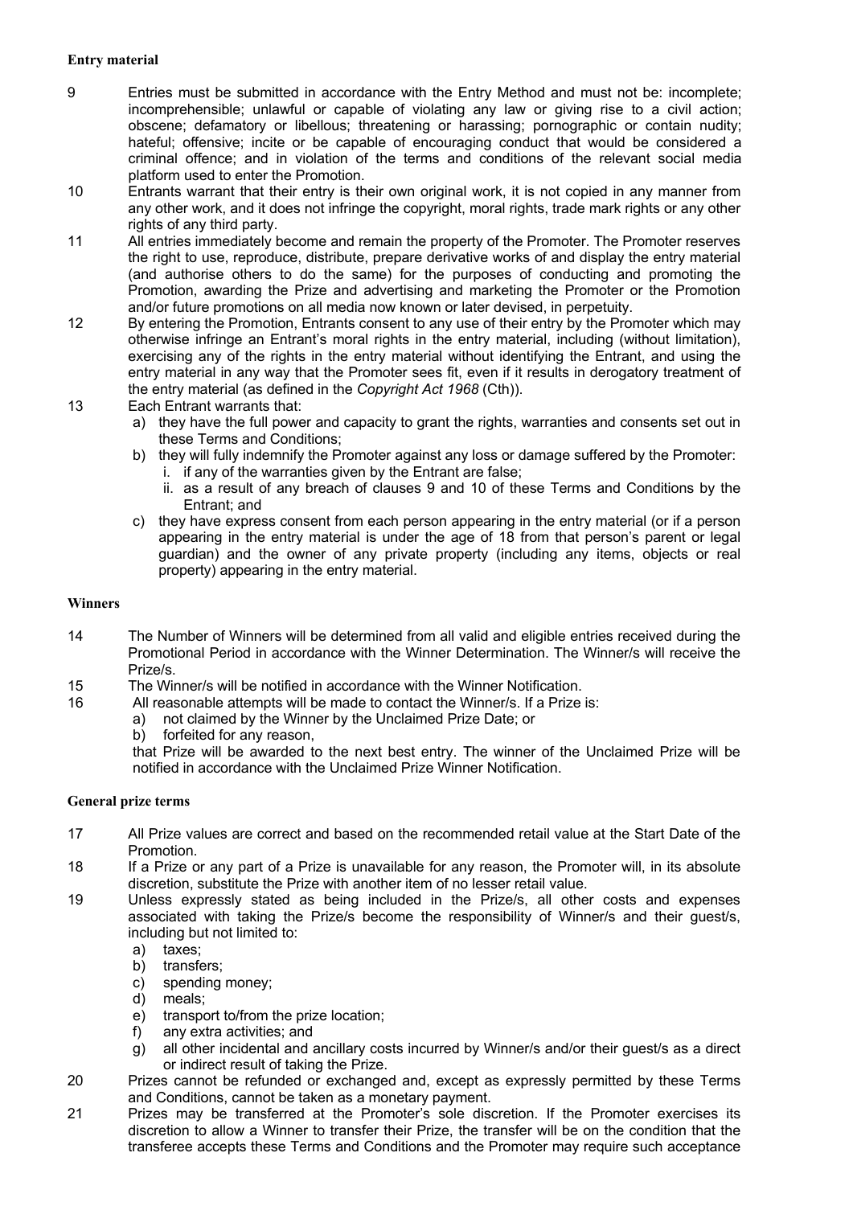**Entry material**

9 Entries must be submitted in accordance with the Entry Method and must not be: incomplete; incomprehensible; unlawful or capable of violating any law or giving rise to a civil action; obscene; defamatory or libellous; threatening or harassing; pornographic or contain nudity; hateful; offensive; incite or be capable of encouraging conduct that would be considered a criminal offence; and in violation of the terms and conditions of the relevant social media platform used to enter the Promotion.

10 Entrants warrant that their entry is their own original work, it is not copied in any manner from any other work, and it does not infringe the copyright, moral rights, trade mark rights or any other rights of any third party.

11 All entries immediately become and remain the property of the Promoter. The Promoter reserves the right to use, reproduce, distribute, prepare derivative works of and display the entry material (and authorise others to do the same) for the purposes of conducting and promoting the Promotion, awarding the Prize and advertising and marketing the Promoter or the Promotion and/or future promotions on all media now known or later devised, in perpetuity.

12 By entering the Promotion, Entrants consent to any use of their entry by the Promoter which may otherwise infringe an Entrant's moral rights in the entry material, including (without limitation), exercising any of the rights in the entry material without identifying the Entrant, and using the entry material in any way that the Promoter sees fit, even if it results in derogatory treatment of the entry material (as defined in the *Copyright Act 1968* (Cth)).

13 Each Entrant warrants that:

a) they have the full power and capacity to grant the rights, warranties and consents set out in these Terms and Conditions;
b) they will fully indemnify the Promoter against any loss or damage suffered by the Promoter:
   i. if any of the warranties given by the Entrant are false;
   ii. as a result of any breach of clauses 9 and 10 of these Terms and Conditions by the Entrant; and
c) they have express consent from each person appearing in the entry material (or if a person appearing in the entry material is under the age of 18 from that person's parent or legal guardian) and the owner of any private property (including any items, objects or real property) appearing in the entry material.

**Winners**

14 The Number of Winners will be determined from all valid and eligible entries received during the Promotional Period in accordance with the Winner Determination. The Winner/s will receive the Prize/s.

15 The Winner/s will be notified in accordance with the Winner Notification.

16 All reasonable attempts will be made to contact the Winner/s. If a Prize is:

a) not claimed by the Winner by the Unclaimed Prize Date; or
b) forfeited for any reason,

that Prize will be awarded to the next best entry. The winner of the Unclaimed Prize will be notified in accordance with the Unclaimed Prize Winner Notification.

**General prize terms**

17 All Prize values are correct and based on the recommended retail value at the Start Date of the Promotion.

18 If a Prize or any part of a Prize is unavailable for any reason, the Promoter will, in its absolute discretion, substitute the Prize with another item of no lesser retail value.

19 Unless expressly stated as being included in the Prize/s, all other costs and expenses associated with taking the Prize/s become the responsibility of Winner/s and their guest/s, including but not limited to:

a) taxes;
b) transfers;
c) spending money;
d) meals;
e) transport to/from the prize location;
f) any extra activities; and
g) all other incidental and ancillary costs incurred by Winner/s and/or their guest/s as a direct or indirect result of taking the Prize.

20 Prizes cannot be refunded or exchanged and, except as expressly permitted by these Terms and Conditions, cannot be taken as a monetary payment.

21 Prizes may be transferred at the Promoter's sole discretion. If the Promoter exercises its discretion to allow a Winner to transfer their Prize, the transfer will be on the condition that the transferee accepts these Terms and Conditions and the Promoter may require such acceptance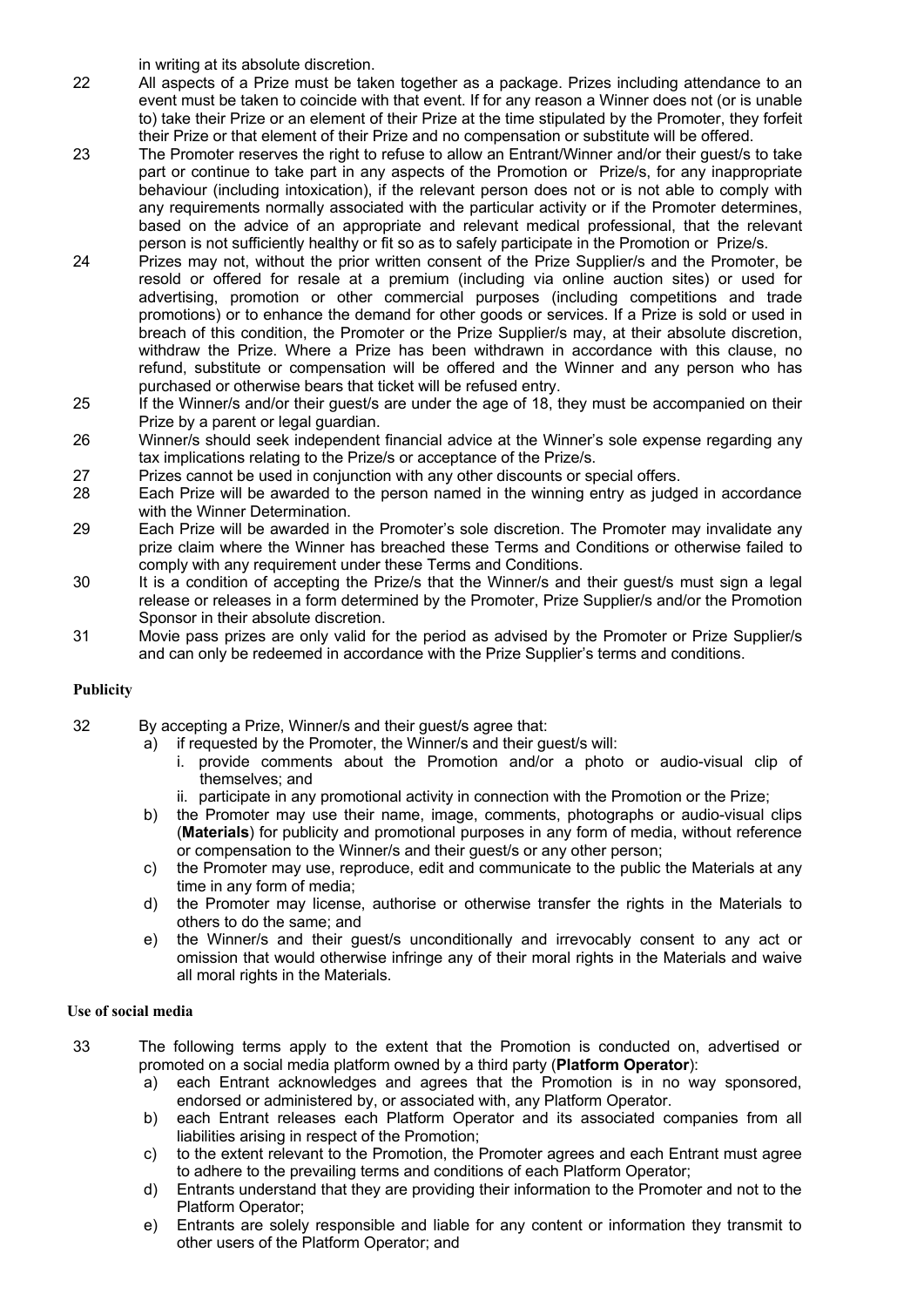in writing at its absolute discretion.

22 All aspects of a Prize must be taken together as a package. Prizes including attendance to an event must be taken to coincide with that event. If for any reason a Winner does not (or is unable to) take their Prize or an element of their Prize at the time stipulated by the Promoter, they forfeit their Prize or that element of their Prize and no compensation or substitute will be offered.

23 The Promoter reserves the right to refuse to allow an Entrant/Winner and/or their guest/s to take part or continue to take part in any aspects of the Promotion or Prize/s, for any inappropriate behaviour (including intoxication), if the relevant person does not or is not able to comply with any requirements normally associated with the particular activity or if the Promoter determines, based on the advice of an appropriate and relevant medical professional, that the relevant person is not sufficiently healthy or fit so as to safely participate in the Promotion or Prize/s.

24 Prizes may not, without the prior written consent of the Prize Supplier/s and the Promoter, be resold or offered for resale at a premium (including via online auction sites) or used for advertising, promotion or other commercial purposes (including competitions and trade promotions) or to enhance the demand for other goods or services. If a Prize is sold or used in breach of this condition, the Promoter or the Prize Supplier/s may, at their absolute discretion, withdraw the Prize. Where a Prize has been withdrawn in accordance with this clause, no refund, substitute or compensation will be offered and the Winner and any person who has purchased or otherwise bears that ticket will be refused entry.

25 If the Winner/s and/or their guest/s are under the age of 18, they must be accompanied on their Prize by a parent or legal guardian.

26 Winner/s should seek independent financial advice at the Winner's sole expense regarding any tax implications relating to the Prize/s or acceptance of the Prize/s.

27 Prizes cannot be used in conjunction with any other discounts or special offers.

28 Each Prize will be awarded to the person named in the winning entry as judged in accordance with the Winner Determination.

29 Each Prize will be awarded in the Promoter's sole discretion. The Promoter may invalidate any prize claim where the Winner has breached these Terms and Conditions or otherwise failed to comply with any requirement under these Terms and Conditions.

30 It is a condition of accepting the Prize/s that the Winner/s and their guest/s must sign a legal release or releases in a form determined by the Promoter, Prize Supplier/s and/or the Promotion Sponsor in their absolute discretion.

31 Movie pass prizes are only valid for the period as advised by the Promoter or Prize Supplier/s and can only be redeemed in accordance with the Prize Supplier's terms and conditions.

**Publicity**

32 By accepting a Prize, Winner/s and their guest/s agree that:

a) if requested by the Promoter, the Winner/s and their guest/s will:
   i. provide comments about the Promotion and/or a photo or audio-visual clip of themselves; and
   ii. participate in any promotional activity in connection with the Promotion or the Prize;

b) the Promoter may use their name, image, comments, photographs or audio-visual clips (**Materials**) for publicity and promotional purposes in any form of media, without reference or compensation to the Winner/s and their guest/s or any other person;

c) the Promoter may use, reproduce, edit and communicate to the public the Materials at any time in any form of media;

d) the Promoter may license, authorise or otherwise transfer the rights in the Materials to others to do the same; and

e) the Winner/s and their guest/s unconditionally and irrevocably consent to any act or omission that would otherwise infringe any of their moral rights in the Materials and waive all moral rights in the Materials.

**Use of social media**

33 The following terms apply to the extent that the Promotion is conducted on, advertised or promoted on a social media platform owned by a third party (**Platform Operator**):

a) each Entrant acknowledges and agrees that the Promotion is in no way sponsored, endorsed or administered by, or associated with, any Platform Operator.

b) each Entrant releases each Platform Operator and its associated companies from all liabilities arising in respect of the Promotion;

c) to the extent relevant to the Promotion, the Promoter agrees and each Entrant must agree to adhere to the prevailing terms and conditions of each Platform Operator;

d) Entrants understand that they are providing their information to the Promoter and not to the Platform Operator;

e) Entrants are solely responsible and liable for any content or information they transmit to other users of the Platform Operator; and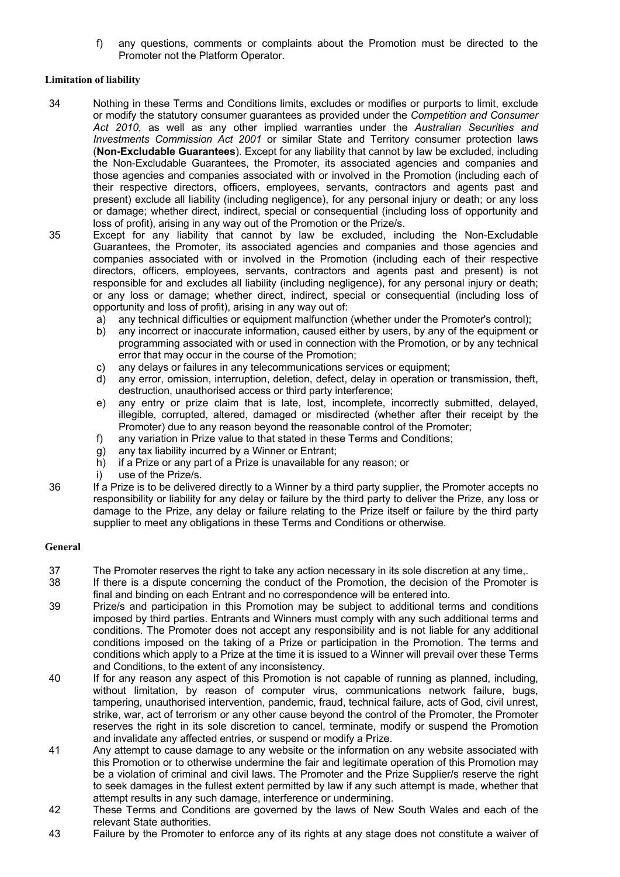f) any questions, comments or complaints about the Promotion must be directed to the Promoter not the Platform Operator.

**Limitation of liability**

34 Nothing in these Terms and Conditions limits, excludes or modifies or purports to limit, exclude or modify the statutory consumer guarantees as provided under the *Competition and Consumer Act 2010*, as well as any other implied warranties under the *Australian Securities and Investments Commission Act 2001* or similar State and Territory consumer protection laws (**Non-Excludable Guarantees**). Except for any liability that cannot by law be excluded, including the Non-Excludable Guarantees, the Promoter, its associated agencies and companies and those agencies and companies associated with or involved in the Promotion (including each of their respective directors, officers, employees, servants, contractors and agents past and present) exclude all liability (including negligence), for any personal injury or death; or any loss or damage; whether direct, indirect, special or consequential (including loss of opportunity and loss of profit), arising in any way out of the Promotion or the Prize/s.

35 Except for any liability that cannot by law be excluded, including the Non-Excludable Guarantees, the Promoter, its associated agencies and companies and those agencies and companies associated with or involved in the Promotion (including each of their respective directors, officers, employees, servants, contractors and agents past and present) is not responsible for and excludes all liability (including negligence), for any personal injury or death; or any loss or damage; whether direct, indirect, special or consequential (including loss of opportunity and loss of profit), arising in any way out of:

a) any technical difficulties or equipment malfunction (whether under the Promoter's control);
b) any incorrect or inaccurate information, caused either by users, by any of the equipment or programming associated with or used in connection with the Promotion, or by any technical error that may occur in the course of the Promotion;
c) any delays or failures in any telecommunications services or equipment;
d) any error, omission, interruption, deletion, defect, delay in operation or transmission, theft, destruction, unauthorised access or third party interference;
e) any entry or prize claim that is late, lost, incomplete, incorrectly submitted, delayed, illegible, corrupted, altered, damaged or misdirected (whether after their receipt by the Promoter) due to any reason beyond the reasonable control of the Promoter;
f) any variation in Prize value to that stated in these Terms and Conditions;
g) any tax liability incurred by a Winner or Entrant;
h) if a Prize or any part of a Prize is unavailable for any reason; or
i) use of the Prize/s.

36 If a Prize is to be delivered directly to a Winner by a third party supplier, the Promoter accepts no responsibility or liability for any delay or failure by the third party to deliver the Prize, any loss or damage to the Prize, any delay or failure relating to the Prize itself or failure by the third party supplier to meet any obligations in these Terms and Conditions or otherwise.

**General**

37 The Promoter reserves the right to take any action necessary in its sole discretion at any time,.

38 If there is a dispute concerning the conduct of the Promotion, the decision of the Promoter is final and binding on each Entrant and no correspondence will be entered into.

39 Prize/s and participation in this Promotion may be subject to additional terms and conditions imposed by third parties. Entrants and Winners must comply with any such additional terms and conditions. The Promoter does not accept any responsibility and is not liable for any additional conditions imposed on the taking of a Prize or participation in the Promotion. The terms and conditions which apply to a Prize at the time it is issued to a Winner will prevail over these Terms and Conditions, to the extent of any inconsistency.

40 If for any reason any aspect of this Promotion is not capable of running as planned, including, without limitation, by reason of computer virus, communications network failure, bugs, tampering, unauthorised intervention, pandemic, fraud, technical failure, acts of God, civil unrest, strike, war, act of terrorism or any other cause beyond the control of the Promoter, the Promoter reserves the right in its sole discretion to cancel, terminate, modify or suspend the Promotion and invalidate any affected entries, or suspend or modify a Prize.

41 Any attempt to cause damage to any website or the information on any website associated with this Promotion or to otherwise undermine the fair and legitimate operation of this Promotion may be a violation of criminal and civil laws. The Promoter and the Prize Supplier/s reserve the right to seek damages in the fullest extent permitted by law if any such attempt is made, whether that attempt results in any such damage, interference or undermining.

42 These Terms and Conditions are governed by the laws of New South Wales and each of the relevant State authorities.

43 Failure by the Promoter to enforce any of its rights at any stage does not constitute a waiver of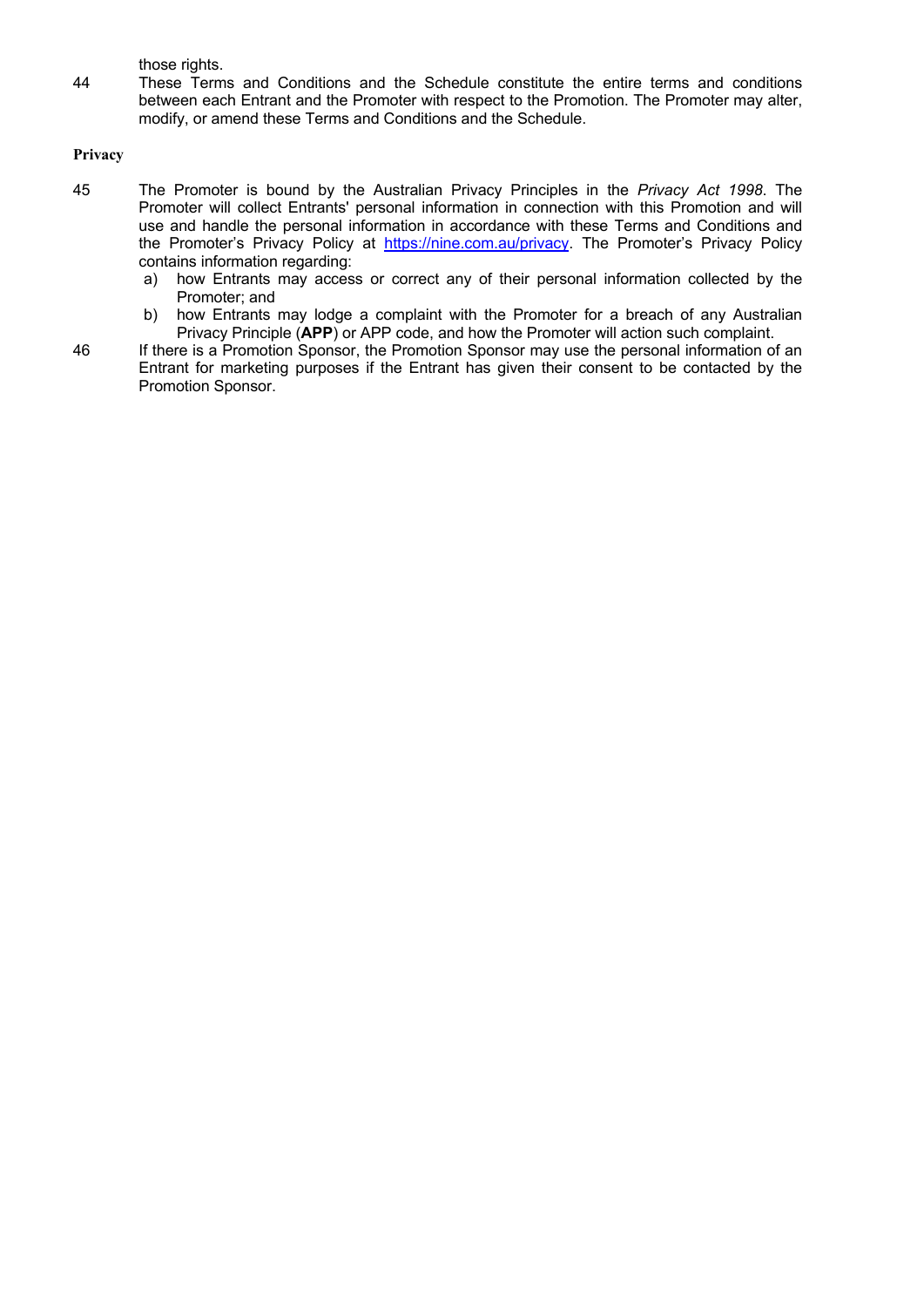those rights.

44 These Terms and Conditions and the Schedule constitute the entire terms and conditions between each Entrant and the Promoter with respect to the Promotion. The Promoter may alter, modify, or amend these Terms and Conditions and the Schedule.

**Privacy**

45 The Promoter is bound by the Australian Privacy Principles in the *Privacy Act 1998*. The Promoter will collect Entrants' personal information in connection with this Promotion and will use and handle the personal information in accordance with these Terms and Conditions and the Promoter's Privacy Policy at https://nine.com.au/privacy. The Promoter's Privacy Policy contains information regarding:

a) how Entrants may access or correct any of their personal information collected by the Promoter; and

b) how Entrants may lodge a complaint with the Promoter for a breach of any Australian Privacy Principle (**APP**) or APP code, and how the Promoter will action such complaint.

46 If there is a Promotion Sponsor, the Promotion Sponsor may use the personal information of an Entrant for marketing purposes if the Entrant has given their consent to be contacted by the Promotion Sponsor.